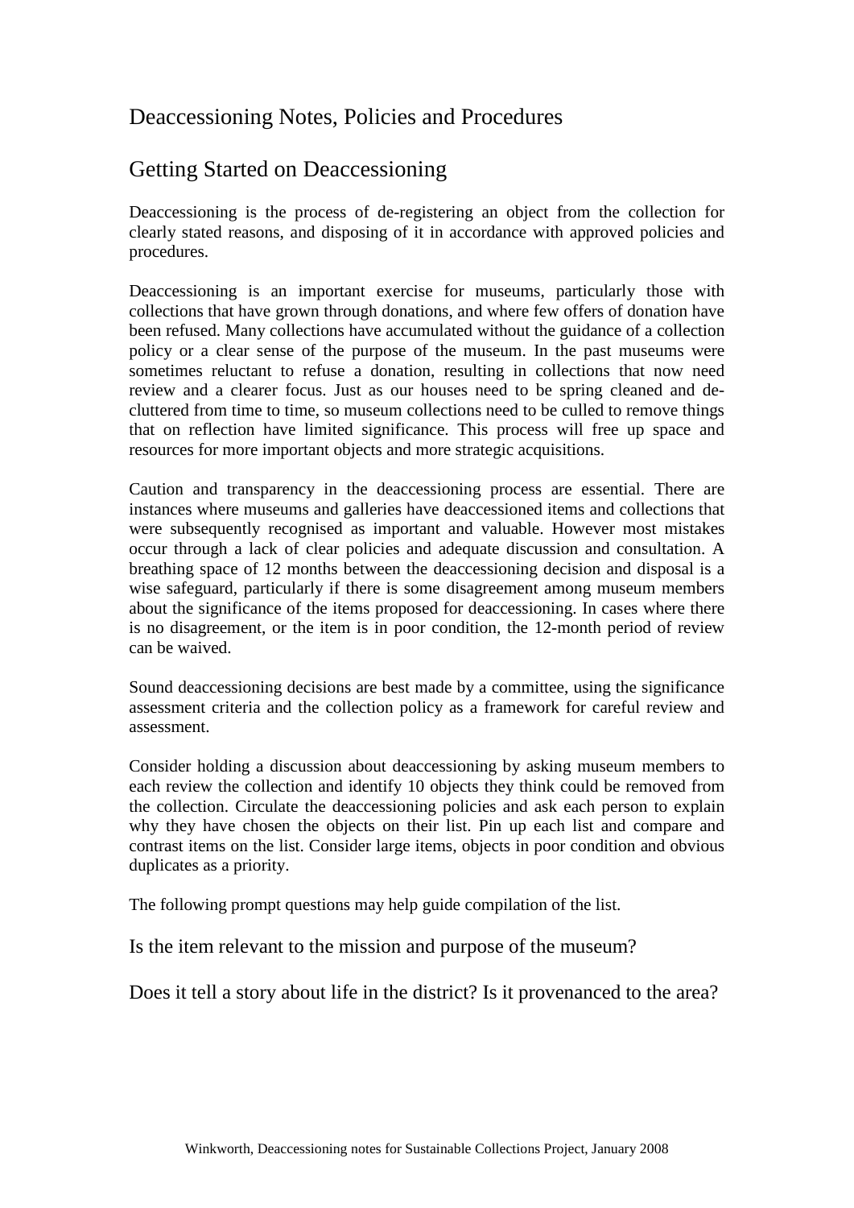# Deaccessioning Notes, Policies and Procedures

## Getting Started on Deaccessioning

Deaccessioning is the process of de-registering an object from the collection for clearly stated reasons, and disposing of it in accordance with approved policies and procedures.

Deaccessioning is an important exercise for museums, particularly those with collections that have grown through donations, and where few offers of donation have been refused. Many collections have accumulated without the guidance of a collection policy or a clear sense of the purpose of the museum. In the past museums were sometimes reluctant to refuse a donation, resulting in collections that now need review and a clearer focus. Just as our houses need to be spring cleaned and de-cluttered from time to time, so museum collections need to be culled to remove things that on reflection have limited significance. This process will free up space and resources for more important objects and more strategic acquisitions.

Caution and transparency in the deaccessioning process are essential. There are instances where museums and galleries have deaccessioned items and collections that were subsequently recognised as important and valuable. However most mistakes occur through a lack of clear policies and adequate discussion and consultation. A breathing space of 12 months between the deaccessioning decision and disposal is a wise safeguard, particularly if there is some disagreement among museum members about the significance of the items proposed for deaccessioning. In cases where there is no disagreement, or the item is in poor condition, the 12-month period of review can be waived.

Sound deaccessioning decisions are best made by a committee, using the significance assessment criteria and the collection policy as a framework for careful review and assessment.

Consider holding a discussion about deaccessioning by asking museum members to each review the collection and identify 10 objects they think could be removed from the collection. Circulate the deaccessioning policies and ask each person to explain why they have chosen the objects on their list. Pin up each list and compare and contrast items on the list. Consider large items, objects in poor condition and obvious duplicates as a priority.

The following prompt questions may help guide compilation of the list.

Is the item relevant to the mission and purpose of the museum?

Does it tell a story about life in the district? Is it provenanced to the area?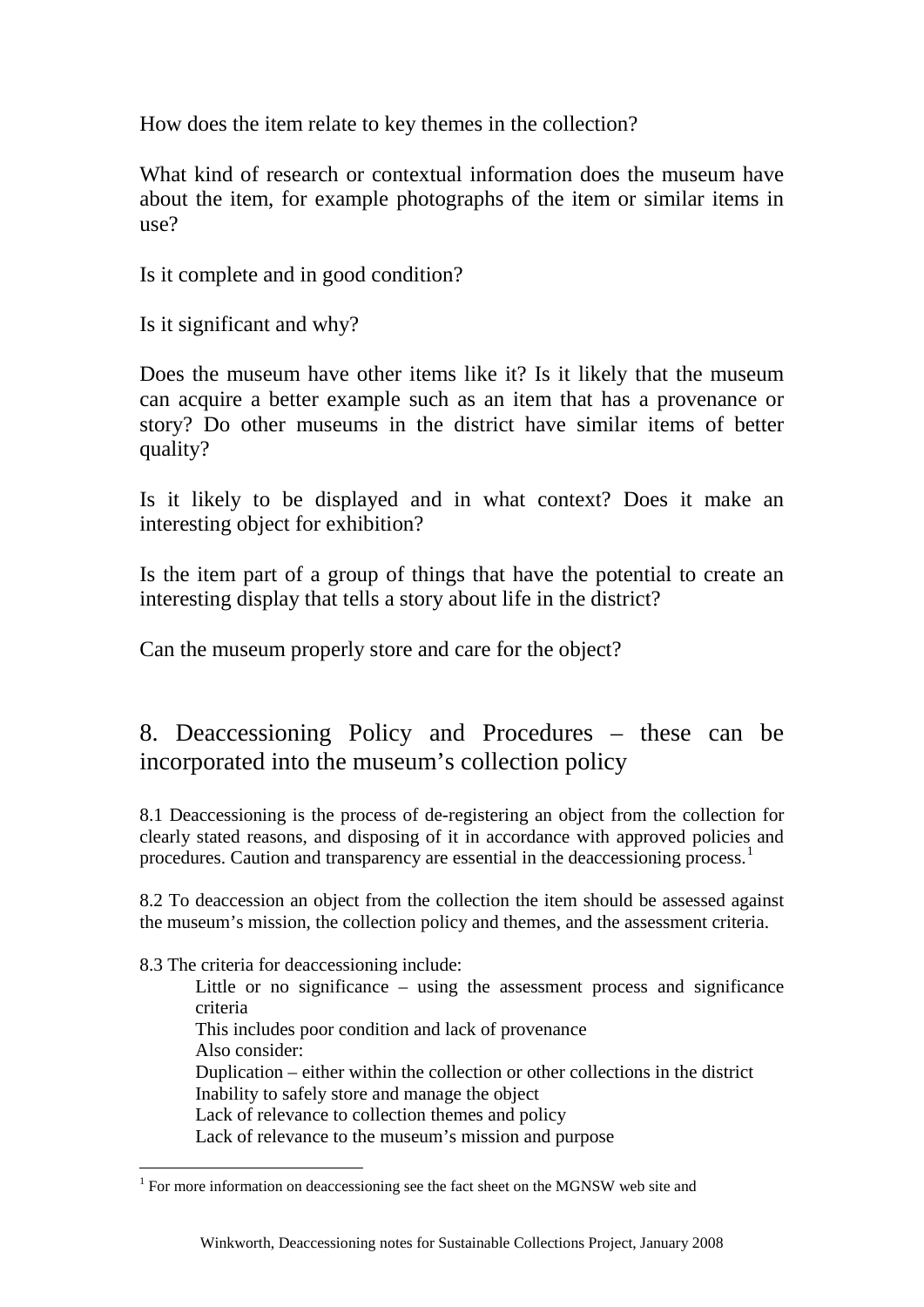How does the item relate to key themes in the collection?

What kind of research or contextual information does the museum have about the item, for example photographs of the item or similar items in use?

Is it complete and in good condition?

Is it significant and why?

Does the museum have other items like it? Is it likely that the museum can acquire a better example such as an item that has a provenance or story? Do other museums in the district have similar items of better quality?

Is it likely to be displayed and in what context? Does it make an interesting object for exhibition?

Is the item part of a group of things that have the potential to create an interesting display that tells a story about life in the district?

Can the museum properly store and care for the object?

## 8. Deaccessioning Policy and Procedures – these can be incorporated into the museum's collection policy

8.1 Deaccessioning is the process of de-registering an object from the collection for clearly stated reasons, and disposing of it in accordance with approved policies and procedures. Caution and transparency are essential in the deaccessioning process.[1]

8.2 To deaccession an object from the collection the item should be assessed against the museum's mission, the collection policy and themes, and the assessment criteria.

8.3 The criteria for deaccessioning include:

Little or no significance – using the assessment process and significance criteria
This includes poor condition and lack of provenance
Also consider:
Duplication – either within the collection or other collections in the district
Inability to safely store and manage the object
Lack of relevance to collection themes and policy
Lack of relevance to the museum's mission and purpose

[1] For more information on deaccessioning see the fact sheet on the MGNSW web site and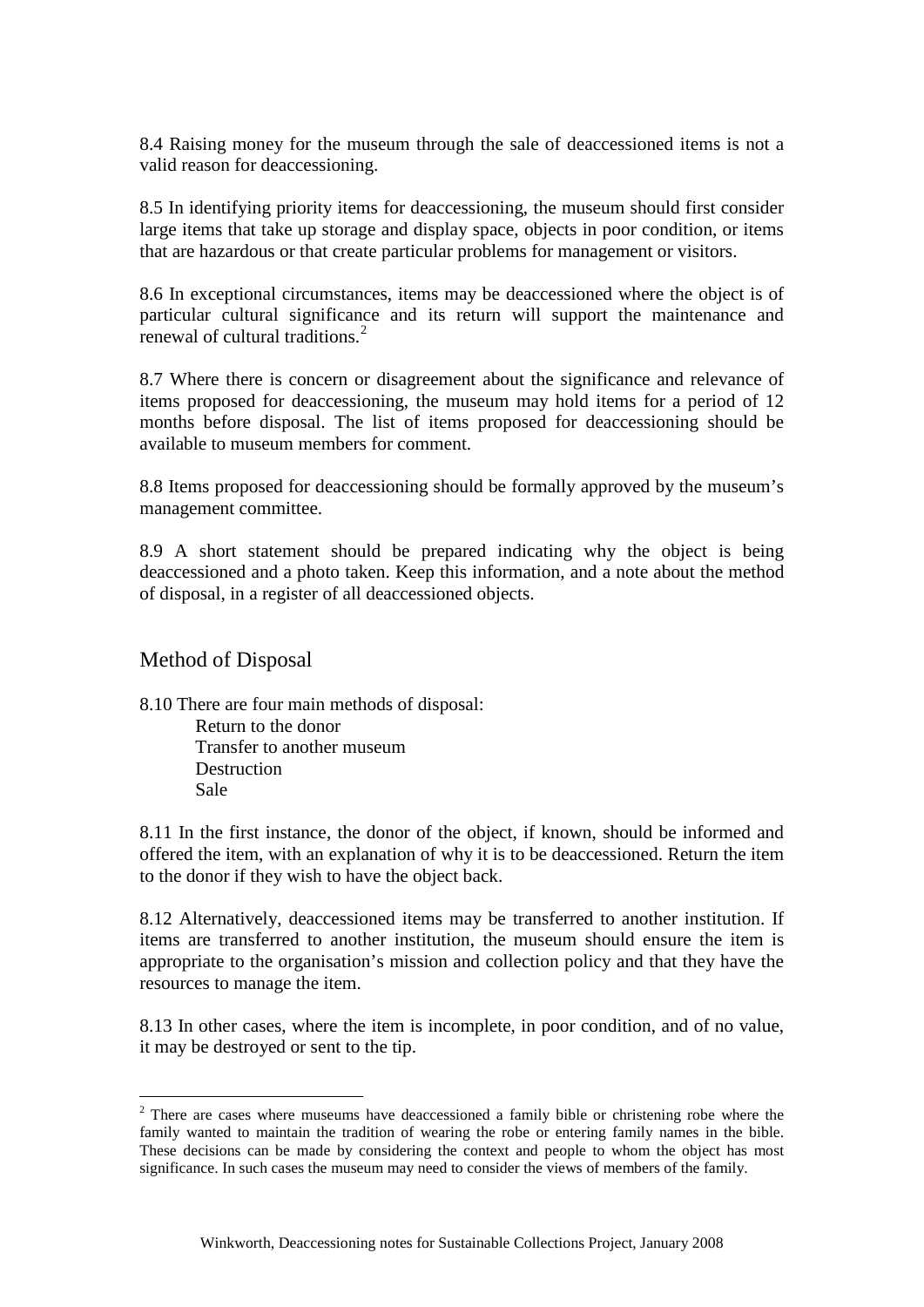8.4 Raising money for the museum through the sale of deaccessioned items is not a valid reason for deaccessioning.

8.5 In identifying priority items for deaccessioning, the museum should first consider large items that take up storage and display space, objects in poor condition, or items that are hazardous or that create particular problems for management or visitors.

8.6 In exceptional circumstances, items may be deaccessioned where the object is of particular cultural significance and its return will support the maintenance and renewal of cultural traditions.[2]

8.7 Where there is concern or disagreement about the significance and relevance of items proposed for deaccessioning, the museum may hold items for a period of 12 months before disposal. The list of items proposed for deaccessioning should be available to museum members for comment.

8.8 Items proposed for deaccessioning should be formally approved by the museum's management committee.

8.9 A short statement should be prepared indicating why the object is being deaccessioned and a photo taken. Keep this information, and a note about the method of disposal, in a register of all deaccessioned objects.

## Method of Disposal

8.10 There are four main methods of disposal:

- Return to the donor
- Transfer to another museum
- Destruction
- Sale

8.11 In the first instance, the donor of the object, if known, should be informed and offered the item, with an explanation of why it is to be deaccessioned. Return the item to the donor if they wish to have the object back.

8.12 Alternatively, deaccessioned items may be transferred to another institution. If items are transferred to another institution, the museum should ensure the item is appropriate to the organisation's mission and collection policy and that they have the resources to manage the item.

8.13 In other cases, where the item is incomplete, in poor condition, and of no value, it may be destroyed or sent to the tip.

---

[2] There are cases where museums have deaccessioned a family bible or christening robe where the family wanted to maintain the tradition of wearing the robe or entering family names in the bible. These decisions can be made by considering the context and people to whom the object has most significance. In such cases the museum may need to consider the views of members of the family.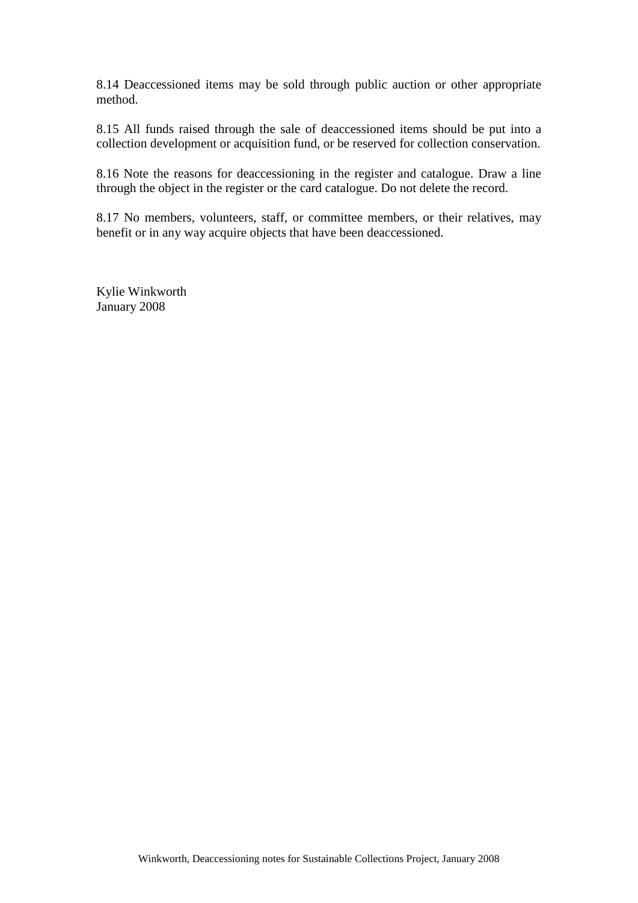8.14 Deaccessioned items may be sold through public auction or other appropriate method.

8.15 All funds raised through the sale of deaccessioned items should be put into a collection development or acquisition fund, or be reserved for collection conservation.

8.16 Note the reasons for deaccessioning in the register and catalogue. Draw a line through the object in the register or the card catalogue. Do not delete the record.

8.17 No members, volunteers, staff, or committee members, or their relatives, may benefit or in any way acquire objects that have been deaccessioned.

Kylie Winkworth  
January 2008